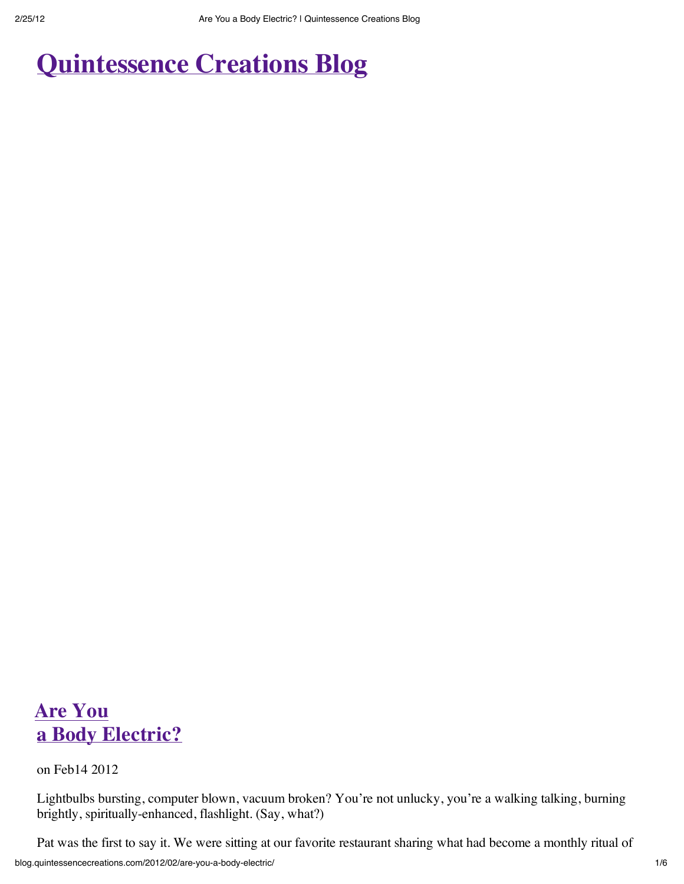# Quintessence Creations Blog

## Are You a Body Electric?

on Feb14 2012

Lightbulbs bursting, computer blown, vacuum broken? You're not unlucky, you're a walking talking, burning brightly, spiritually-enhanced, flashlight. (Say, what?)

Pat was the first to say it. We were sitting at our favorite restaurant sharing what had become a monthly ritual of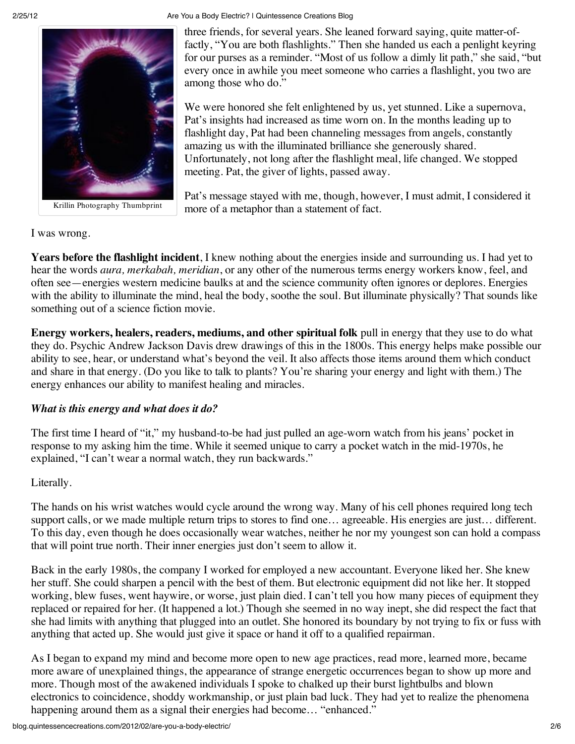Krillin Photography Thumbprint

three friends, for several years. She leaned forward saying, quite matter-of-factly, "You are both flashlights." Then she handed us each a penlight keyring for our purses as a reminder. "Most of us follow a dimly lit path," she said, "but every once in awhile you meet someone who carries a flashlight, you two are among those who do."

We were honored she felt enlightened by us, yet stunned. Like a supernova, Pat's insights had increased as time worn on. In the months leading up to flashlight day, Pat had been channeling messages from angels, constantly amazing us with the illuminated brilliance she generously shared. Unfortunately, not long after the flashlight meal, life changed. We stopped meeting. Pat, the giver of lights, passed away.

Pat's message stayed with me, though, however, I must admit, I considered it more of a metaphor than a statement of fact.

I was wrong.

**Years before the flashlight incident**, I knew nothing about the energies inside and surrounding us. I had yet to hear the words *aura, merkabah, meridian*, or any other of the numerous terms energy workers know, feel, and often see—energies western medicine baulks at and the science community often ignores or deplores. Energies with the ability to illuminate the mind, heal the body, soothe the soul. But illuminate physically? That sounds like something out of a science fiction movie.

**Energy workers, healers, readers, mediums, and other spiritual folk** pull in energy that they use to do what they do. Psychic Andrew Jackson Davis drew drawings of this in the 1800s. This energy helps make possible our ability to see, hear, or understand what's beyond the veil. It also affects those items around them which conduct and share in that energy. (Do you like to talk to plants? You're sharing your energy and light with them.) The energy enhances our ability to manifest healing and miracles.

***What is this energy and what does it do?***

The first time I heard of "it," my husband-to-be had just pulled an age-worn watch from his jeans' pocket in response to my asking him the time. While it seemed unique to carry a pocket watch in the mid-1970s, he explained, "I can't wear a normal watch, they run backwards."

Literally.

The hands on his wrist watches would cycle around the wrong way. Many of his cell phones required long tech support calls, or we made multiple return trips to stores to find one… agreeable. His energies are just… different. To this day, even though he does occasionally wear watches, neither he nor my youngest son can hold a compass that will point true north. Their inner energies just don't seem to allow it.

Back in the early 1980s, the company I worked for employed a new accountant. Everyone liked her. She knew her stuff. She could sharpen a pencil with the best of them. But electronic equipment did not like her. It stopped working, blew fuses, went haywire, or worse, just plain died. I can't tell you how many pieces of equipment they replaced or repaired for her. (It happened a lot.) Though she seemed in no way inept, she did respect the fact that she had limits with anything that plugged into an outlet. She honored its boundary by not trying to fix or fuss with anything that acted up. She would just give it space or hand it off to a qualified repairman.

As I began to expand my mind and become more open to new age practices, read more, learned more, became more aware of unexplained things, the appearance of strange energetic occurrences began to show up more and more. Though most of the awakened individuals I spoke to chalked up their burst lightbulbs and blown electronics to coincidence, shoddy workmanship, or just plain bad luck. They had yet to realize the phenomena happening around them as a signal their energies had become… "enhanced."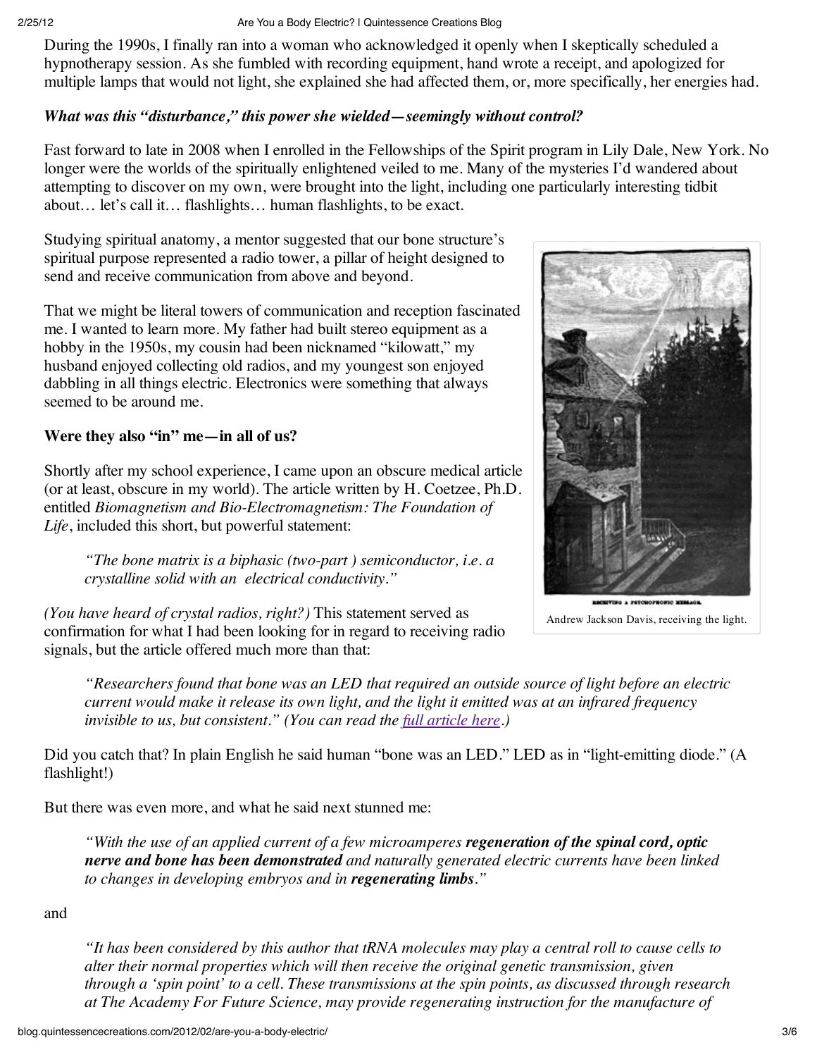During the 1990s, I finally ran into a woman who acknowledged it openly when I skeptically scheduled a hypnotherapy session. As she fumbled with recording equipment, hand wrote a receipt, and apologized for multiple lamps that would not light, she explained she had affected them, or, more specifically, her energies had.

***What was this "disturbance," this power she wielded—seemingly without control?***

Fast forward to late in 2008 when I enrolled in the Fellowships of the Spirit program in Lily Dale, New York. No longer were the worlds of the spiritually enlightened veiled to me. Many of the mysteries I'd wandered about attempting to discover on my own, were brought into the light, including one particularly interesting tidbit about… let's call it… flashlights… human flashlights, to be exact.

Studying spiritual anatomy, a mentor suggested that our bone structure's spiritual purpose represented a radio tower, a pillar of height designed to send and receive communication from above and beyond.

That we might be literal towers of communication and reception fascinated me. I wanted to learn more. My father had built stereo equipment as a hobby in the 1950s, my cousin had been nicknamed "kilowatt," my husband enjoyed collecting old radios, and my youngest son enjoyed dabbling in all things electric. Electronics were something that always seemed to be around me.

**Were they also "in" me—in all of us?**

Shortly after my school experience, I came upon an obscure medical article (or at least, obscure in my world). The article written by H. Coetzee, Ph.D. entitled *Biomagnetism and Bio-Electromagnetism: The Foundation of Life*, included this short, but powerful statement:

> *"The bone matrix is a biphasic (two-part ) semiconductor, i.e. a crystalline solid with an electrical conductivity."*

RECEIVING A PSYCHOPHONIC MESSAGE.

Andrew Jackson Davis, receiving the light.

*(You have heard of crystal radios, right?)* This statement served as confirmation for what I had been looking for in regard to receiving radio signals, but the article offered much more than that:

> *"Researchers found that bone was an LED that required an outside source of light before an electric current would make it release its own light, and the light it emitted was at an infrared frequency invisible to us, but consistent." (You can read the full article here.)*

Did you catch that? In plain English he said human "bone was an LED." LED as in "light-emitting diode." (A flashlight!)

But there was even more, and what he said next stunned me:

> *"With the use of an applied current of a few microamperes **regeneration of the spinal cord, optic nerve and bone has been demonstrated** and naturally generated electric currents have been linked to changes in developing embryos and in **regenerating limbs**."*

and

> *"It has been considered by this author that tRNA molecules may play a central roll to cause cells to alter their normal properties which will then receive the original genetic transmission, given through a 'spin point' to a cell. These transmissions at the spin points, as discussed through research at The Academy For Future Science, may provide regenerating instruction for the manufacture of*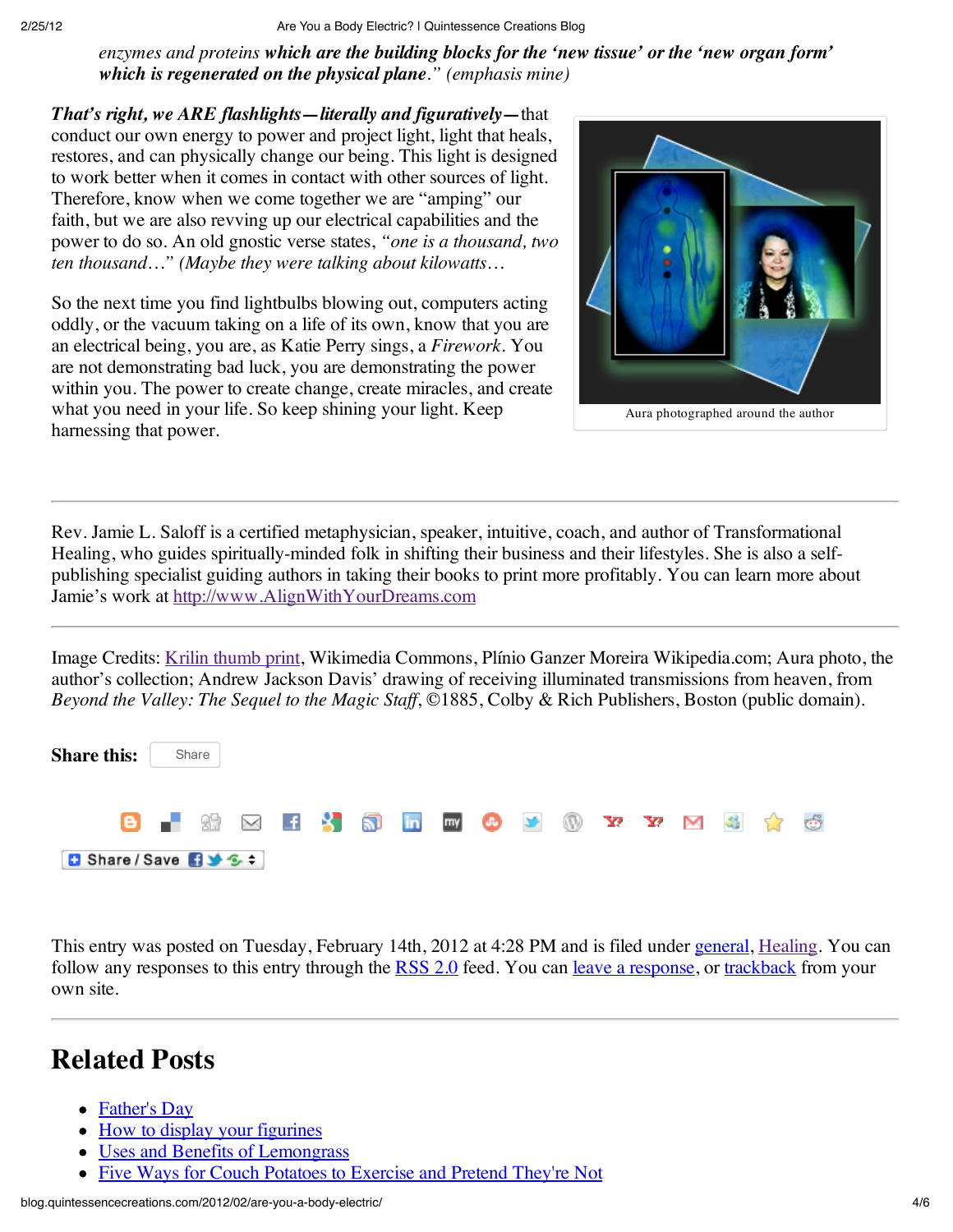*enzymes and proteins* ***which are the building blocks for the 'new tissue' or the 'new organ form' which is regenerated on the physical plane****." (emphasis mine)*

***That's right, we ARE flashlights—literally and figuratively—*** that conduct our own energy to power and project light, light that heals, restores, and can physically change our being. This light is designed to work better when it comes in contact with other sources of light. Therefore, know when we come together we are "amping" our faith, but we are also revving up our electrical capabilities and the power to do so. An old gnostic verse states, *"one is a thousand, two ten thousand…" (Maybe they were talking about kilowatts…*

Aura photographed around the author

So the next time you find lightbulbs blowing out, computers acting oddly, or the vacuum taking on a life of its own, know that you are an electrical being, you are, as Katie Perry sings, a *Firework*. You are not demonstrating bad luck, you are demonstrating the power within you. The power to create change, create miracles, and create what you need in your life. So keep shining your light. Keep harnessing that power.

---

Rev. Jamie L. Saloff is a certified metaphysician, speaker, intuitive, coach, and author of Transformational Healing, who guides spiritually-minded folk in shifting their business and their lifestyles. She is also a self-publishing specialist guiding authors in taking their books to print more profitably. You can learn more about Jamie's work at http://www.AlignWithYourDreams.com

---

Image Credits: Krilin thumb print, Wikimedia Commons, Plínio Ganzer Moreira Wikipedia.com; Aura photo, the author's collection; Andrew Jackson Davis' drawing of receiving illuminated transmissions from heaven, from *Beyond the Valley: The Sequel to the Magic Staff*, ©1885, Colby & Rich Publishers, Boston (public domain).

**Share this:** Share

Share / Save

This entry was posted on Tuesday, February 14th, 2012 at 4:28 PM and is filed under general, Healing. You can follow any responses to this entry through the RSS 2.0 feed. You can leave a response, or trackback from your own site.

---

## Related Posts

- Father's Day
- How to display your figurines
- Uses and Benefits of Lemongrass
- Five Ways for Couch Potatoes to Exercise and Pretend They're Not